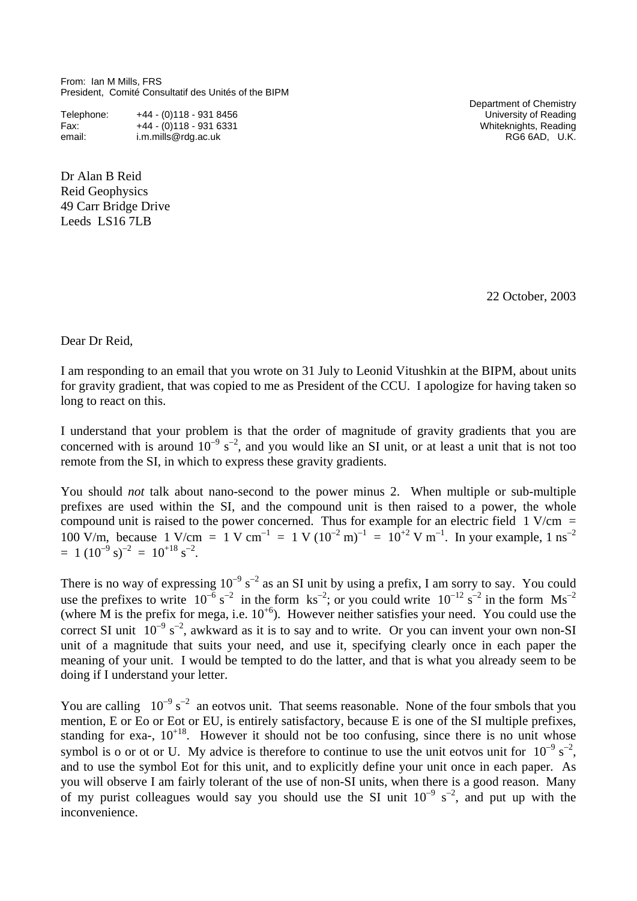From: Ian M Mills, FRS
President, Comité Consultatif des Unités of the BIPM

Telephone: +44 - (0)118 - 931 8456
Fax: +44 - (0)118 - 931 6331
email: i.m.mills@rdg.ac.uk

Department of Chemistry
University of Reading
Whiteknights, Reading
RG6 6AD, U.K.

Dr Alan B Reid
Reid Geophysics
49 Carr Bridge Drive
Leeds LS16 7LB

22 October, 2003

Dear Dr Reid,

I am responding to an email that you wrote on 31 July to Leonid Vitushkin at the BIPM, about units for gravity gradient, that was copied to me as President of the CCU. I apologize for having taken so long to react on this.

I understand that your problem is that the order of magnitude of gravity gradients that you are concerned with is around $10^{-9}$ $s^{-2}$, and you would like an SI unit, or at least a unit that is not too remote from the SI, in which to express these gravity gradients.

You should *not* talk about nano-second to the power minus 2. When multiple or sub-multiple prefixes are used within the SI, and the compound unit is then raised to a power, the whole compound unit is raised to the power concerned. Thus for example for an electric field 1 V/cm = 100 V/m, because 1 V/cm = 1 V $cm^{-1}$ = 1 V $(10^{-2}\ m)^{-1}$ = $10^{+2}$ V $m^{-1}$. In your example, 1 $ns^{-2}$ = 1 $(10^{-9}\ s)^{-2}$ = $10^{+18}$ $s^{-2}$.

There is no way of expressing $10^{-9}$ $s^{-2}$ as an SI unit by using a prefix, I am sorry to say. You could use the prefixes to write $10^{-6}$ $s^{-2}$ in the form $ks^{-2}$; or you could write $10^{-12}$ $s^{-2}$ in the form $Ms^{-2}$ (where M is the prefix for mega, i.e. $10^{+6}$). However neither satisfies your need. You could use the correct SI unit $10^{-9}$ $s^{-2}$, awkward as it is to say and to write. Or you can invent your own non-SI unit of a magnitude that suits your need, and use it, specifying clearly once in each paper the meaning of your unit. I would be tempted to do the latter, and that is what you already seem to be doing if I understand your letter.

You are calling $10^{-9}$ $s^{-2}$ an eotvos unit. That seems reasonable. None of the four smbols that you mention, E or Eo or Eot or EU, is entirely satisfactory, because E is one of the SI multiple prefixes, standing for exa-, $10^{+18}$. However it should not be too confusing, since there is no unit whose symbol is o or ot or U. My advice is therefore to continue to use the unit eotvos unit for $10^{-9}$ $s^{-2}$, and to use the symbol Eot for this unit, and to explicitly define your unit once in each paper. As you will observe I am fairly tolerant of the use of non-SI units, when there is a good reason. Many of my purist colleagues would say you should use the SI unit $10^{-9}$ $s^{-2}$, and put up with the inconvenience.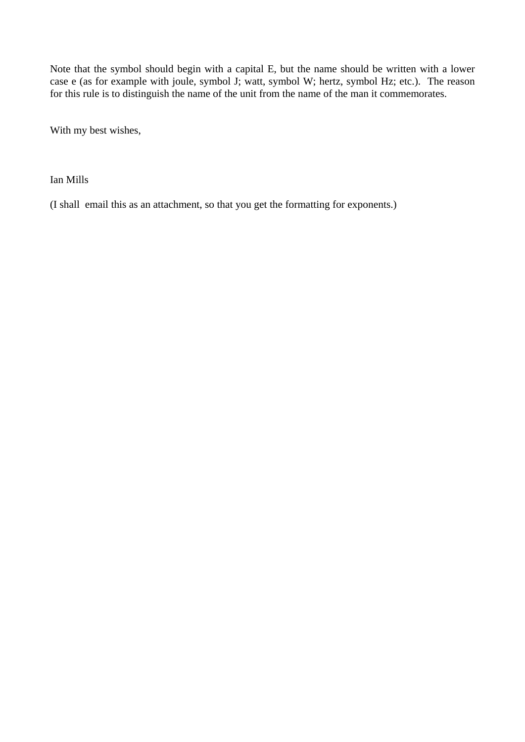Note that the symbol should begin with a capital E, but the name should be written with a lower case e (as for example with joule, symbol J; watt, symbol W; hertz, symbol Hz; etc.). The reason for this rule is to distinguish the name of the unit from the name of the man it commemorates.

With my best wishes,

Ian Mills

(I shall email this as an attachment, so that you get the formatting for exponents.)